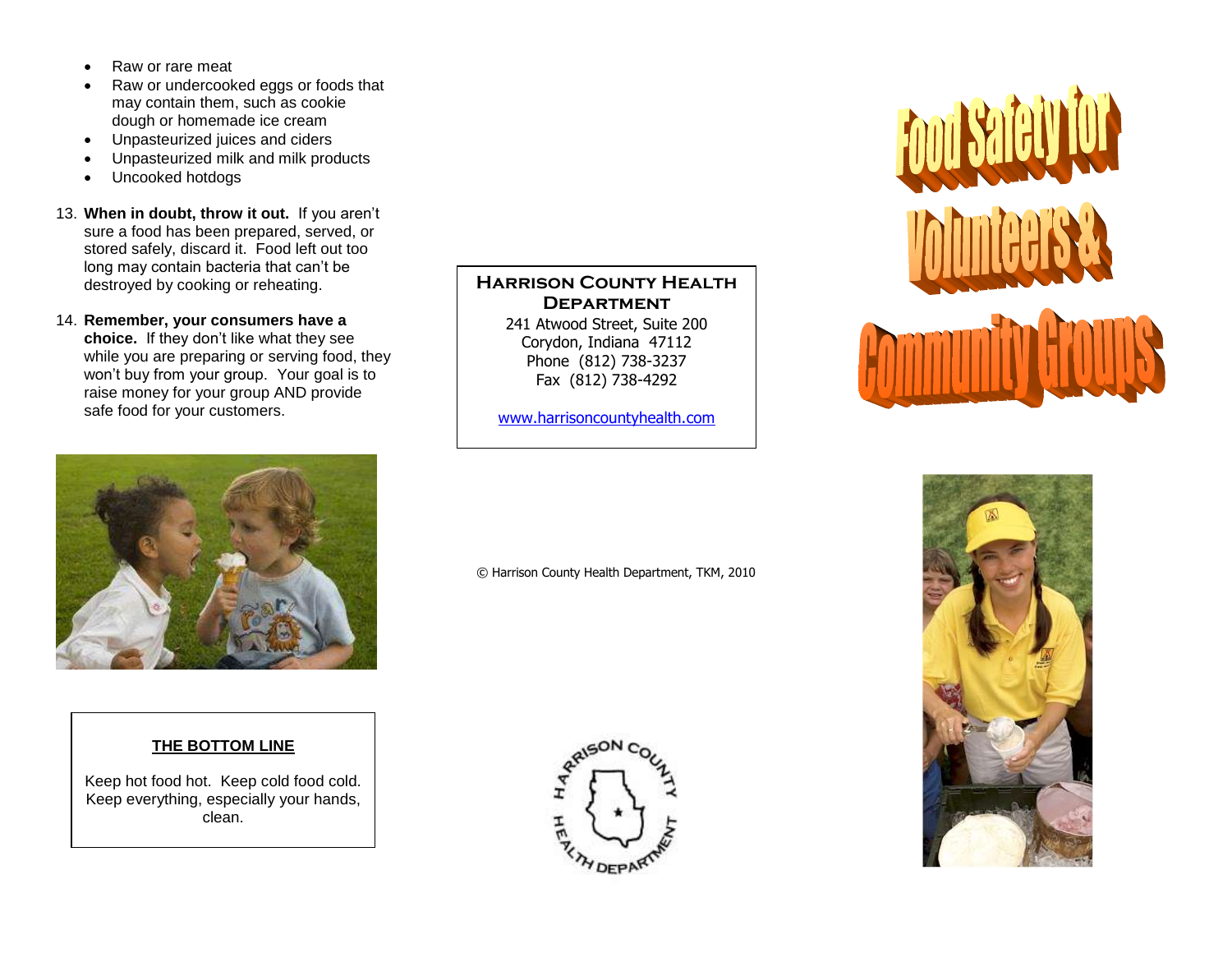- Raw or rare meat
- Raw or undercooked eggs or foods that may contain them, such as cookie dough or homemade ice cream
- Unpasteurized juices and ciders
- Unpasteurized milk and milk products
- Uncooked hotdogs

13. **When in doubt, throw it out.** If you aren't sure a food has been prepared, served, or stored safely, discard it. Food left out too long may contain bacteria that can't be destroyed by cooking or reheating.

14. **Remember, your consumers have a choice.** If they don't like what they see while you are preparing or serving food, they won't buy from your group. Your goal is to raise money for your group AND provide safe food for your customers.

**THE BOTTOM LINE**

Keep hot food hot. Keep cold food cold. Keep everything, especially your hands, clean.

**Harrison County Health Department**

241 Atwood Street, Suite 200
Corydon, Indiana 47112
Phone (812) 738-3237
Fax (812) 738-4292

www.harrisoncountyhealth.com

© Harrison County Health Department, TKM, 2010

# Food Safety for Volunteers & Community Groups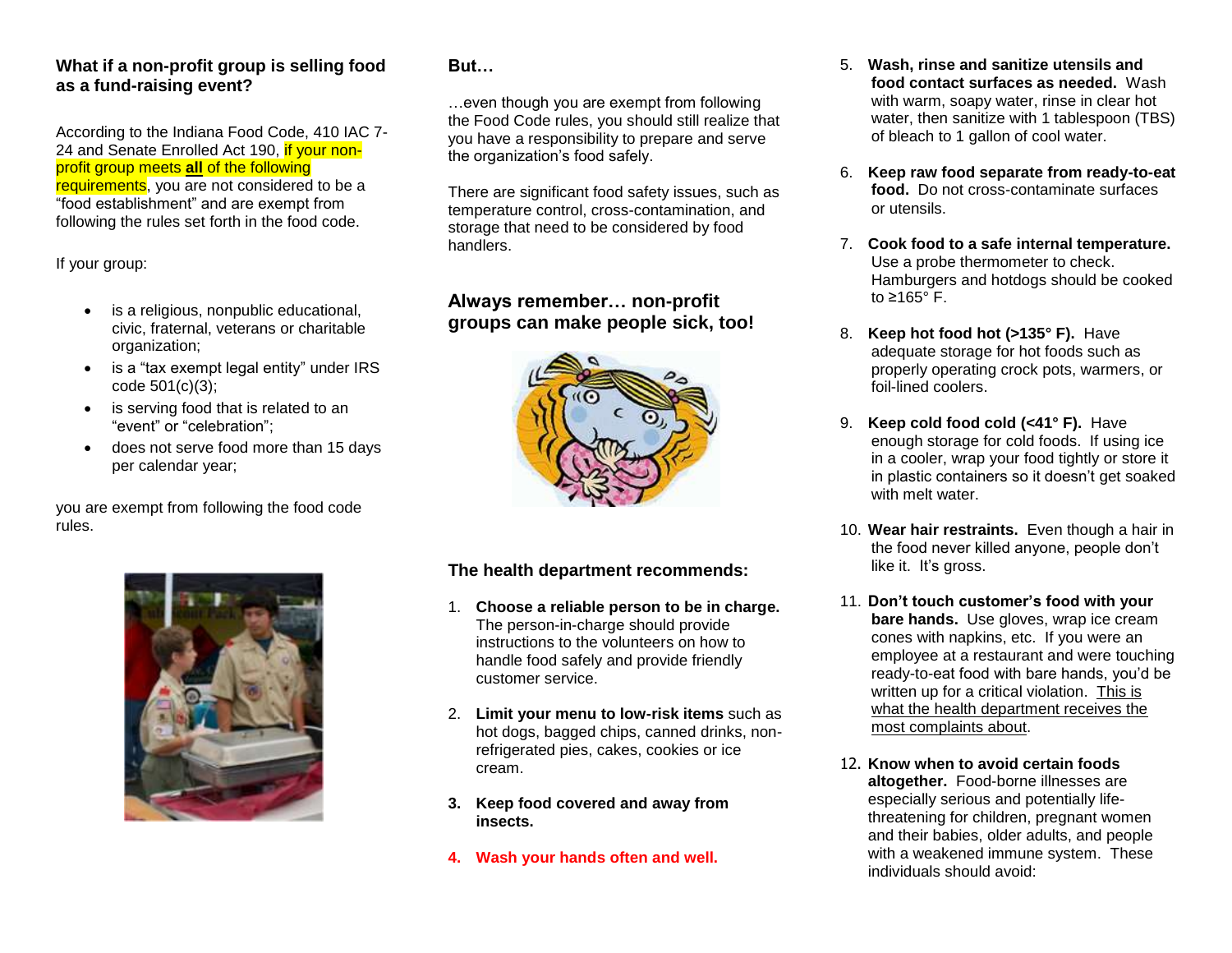### What if a non-profit group is selling food as a fund-raising event?

According to the Indiana Food Code, 410 IAC 7-24 and Senate Enrolled Act 190, if your non-profit group meets **all** of the following requirements, you are not considered to be a "food establishment" and are exempt from following the rules set forth in the food code.

If your group:

- is a religious, nonpublic educational, civic, fraternal, veterans or charitable organization;
- is a "tax exempt legal entity" under IRS code 501(c)(3);
- is serving food that is related to an "event" or "celebration";
- does not serve food more than 15 days per calendar year;

you are exempt from following the food code rules.

### But…

…even though you are exempt from following the Food Code rules, you should still realize that you have a responsibility to prepare and serve the organization's food safely.

There are significant food safety issues, such as temperature control, cross-contamination, and storage that need to be considered by food handlers.

### Always remember… non-profit groups can make people sick, too!

### The health department recommends:

1. **Choose a reliable person to be in charge.** The person-in-charge should provide instructions to the volunteers on how to handle food safely and provide friendly customer service.
2. **Limit your menu to low-risk items** such as hot dogs, bagged chips, canned drinks, non-refrigerated pies, cakes, cookies or ice cream.
3. **Keep food covered and away from insects.**
4. **Wash your hands often and well.**
5. **Wash, rinse and sanitize utensils and food contact surfaces as needed.** Wash with warm, soapy water, rinse in clear hot water, then sanitize with 1 tablespoon (TBS) of bleach to 1 gallon of cool water.
6. **Keep raw food separate from ready-to-eat food.** Do not cross-contaminate surfaces or utensils.
7. **Cook food to a safe internal temperature.** Use a probe thermometer to check. Hamburgers and hotdogs should be cooked to ≥165° F.
8. **Keep hot food hot (>135° F).** Have adequate storage for hot foods such as properly operating crock pots, warmers, or foil-lined coolers.
9. **Keep cold food cold (<41° F).** Have enough storage for cold foods. If using ice in a cooler, wrap your food tightly or store it in plastic containers so it doesn't get soaked with melt water.
10. **Wear hair restraints.** Even though a hair in the food never killed anyone, people don't like it. It's gross.
11. **Don't touch customer's food with your bare hands.** Use gloves, wrap ice cream cones with napkins, etc. If you were an employee at a restaurant and were touching ready-to-eat food with bare hands, you'd be written up for a critical violation. This is what the health department receives the most complaints about.
12. **Know when to avoid certain foods altogether.** Food-borne illnesses are especially serious and potentially life-threatening for children, pregnant women and their babies, older adults, and people with a weakened immune system. These individuals should avoid: